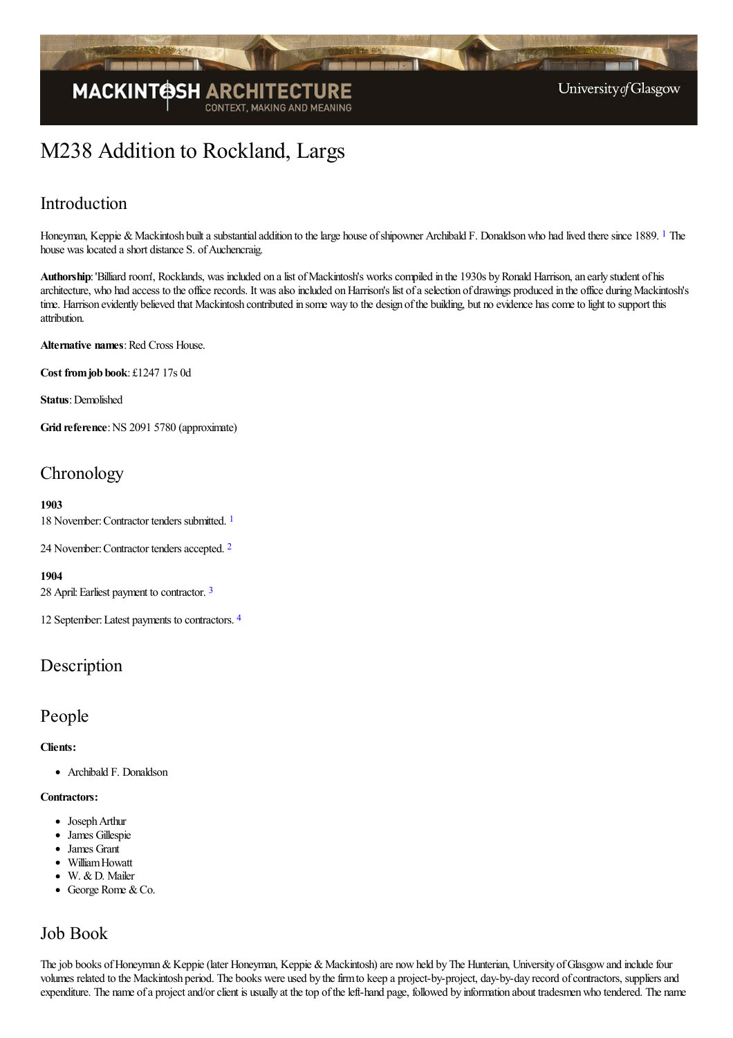# M238 Addition to Rockland, Largs

## Introduction

Honeyman, Keppie & Mackintosh built a substantial addition to the large house of shipowner Archibald F. Donaldson who had lived there since 1889. [1] The house was located a short distance S. of Auchencraig.

**Authorship**: 'Billiard room', Rocklands, was included on a list of Mackintosh's works compiled in the 1930s by Ronald Harrison, an early student of his architecture, who had access to the office records. It was also included on Harrison's list of a selection of drawings produced in the office during Mackintosh's time. Harrison evidently believed that Mackintosh contributed in some way to the design of the building, but no evidence has come to light to support this attribution.

**Alternative names**: Red Cross House.

**Cost from job book**: £1247 17s 0d

**Status**: Demolished

**Grid reference**: NS 2091 5780 (approximate)

## Chronology

**1903**
18 November: Contractor tenders submitted. [1]

24 November: Contractor tenders accepted. [2]

**1904**
28 April: Earliest payment to contractor. [3]

12 September: Latest payments to contractors. [4]

## Description

## People

**Clients:**

- Archibald F. Donaldson

**Contractors:**

- Joseph Arthur
- James Gillespie
- James Grant
- William Howatt
- W. & D. Mailer
- George Rome & Co.

## Job Book

The job books of Honeyman & Keppie (later Honeyman, Keppie & Mackintosh) are now held by The Hunterian, University of Glasgow and include four volumes related to the Mackintosh period. The books were used by the firm to keep a project-by-project, day-by-day record of contractors, suppliers and expenditure. The name of a project and/or client is usually at the top of the left-hand page, followed by information about tradesmen who tendered. The name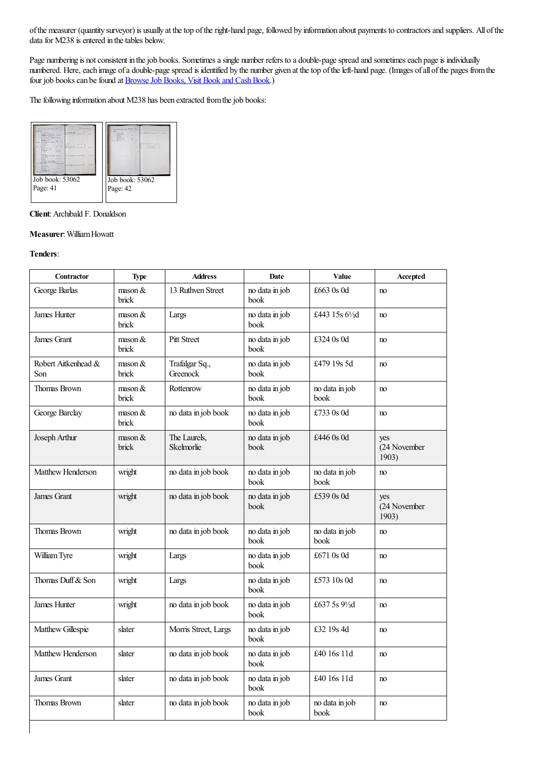of the measurer (quantity surveyor) is usually at the top of the right-hand page, followed by information about payments to contractors and suppliers. All of the data for M238 is entered in the tables below.

Page numbering is not consistent in the job books. Sometimes a single number refers to a double-page spread and sometimes each page is individually numbered. Here, each image of a double-page spread is identified by the number given at the top of the left-hand page. (Images of all of the pages from the four job books can be found at Browse Job Books, Visit Book and Cash Book.)

The following information about M238 has been extracted from the job books:

Job book: 53062
Page: 41

Job book: 53062
Page: 42

**Client**: Archibald F. Donaldson

**Measurer**: William Howatt

**Tenders**:

| Contractor | Type | Address | Date | Value | Accepted |
|---|---|---|---|---|---|
| George Barlas | mason & brick | 13 Ruthven Street | no data in job book | £663 0s 0d | no |
| James Hunter | mason & brick | Largs | no data in job book | £443 15s 6½d | no |
| James Grant | mason & brick | Pitt Street | no data in job book | £324 0s 0d | no |
| Robert Aitkenhead & Son | mason & brick | Trafalgar Sq., Greenock | no data in job book | £479 19s 5d | no |
| Thomas Brown | mason & brick | Rottenrow | no data in job book | no data in job book | no |
| George Barclay | mason & brick | no data in job book | no data in job book | £733 0s 0d | no |
| Joseph Arthur | mason & brick | The Laurels, Skelmorlie | no data in job book | £446 0s 0d | yes (24 November 1903) |
| Matthew Henderson | wright | no data in job book | no data in job book | no data in job book | no |
| James Grant | wright | no data in job book | no data in job book | £539 0s 0d | yes (24 November 1903) |
| Thomas Brown | wright | no data in job book | no data in job book | no data in job book | no |
| William Tyre | wright | Largs | no data in job book | £671 0s 0d | no |
| Thomas Duff & Son | wright | Largs | no data in job book | £573 10s 0d | no |
| James Hunter | wright | no data in job book | no data in job book | £637 5s 9½d | no |
| Matthew Gillespie | slater | Morris Street, Largs | no data in job book | £32 19s 4d | no |
| Matthew Henderson | slater | no data in job book | no data in job book | £40 16s 11d | no |
| James Grant | slater | no data in job book | no data in job book | £40 16s 11d | no |
| Thomas Brown | slater | no data in job book | no data in job book | no data in job book | no |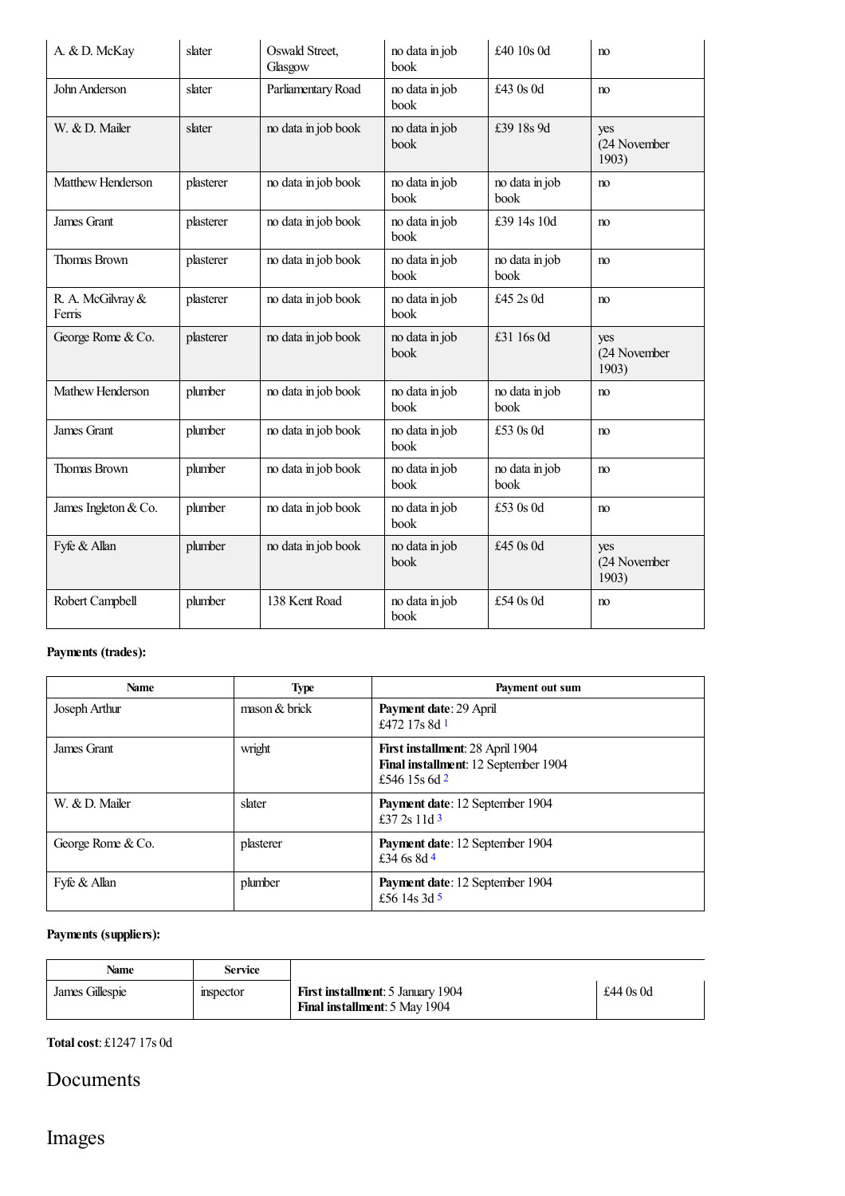| | | | | | |
|---|---|---|---|---|---|
| A. & D. McKay | slater | Oswald Street, Glasgow | no data in job book | £40 10s 0d | no |
| John Anderson | slater | Parliamentary Road | no data in job book | £43 0s 0d | no |
| W. & D. Mailer | slater | no data in job book | no data in job book | £39 18s 9d | yes (24 November 1903) |
| Matthew Henderson | plasterer | no data in job book | no data in job book | no data in job book | no |
| James Grant | plasterer | no data in job book | no data in job book | £39 14s 10d | no |
| Thomas Brown | plasterer | no data in job book | no data in job book | no data in job book | no |
| R. A. McGilvray & Ferris | plasterer | no data in job book | no data in job book | £45 2s 0d | no |
| George Rome & Co. | plasterer | no data in job book | no data in job book | £31 16s 0d | yes (24 November 1903) |
| Mathew Henderson | plumber | no data in job book | no data in job book | no data in job book | no |
| James Grant | plumber | no data in job book | no data in job book | £53 0s 0d | no |
| Thomas Brown | plumber | no data in job book | no data in job book | no data in job book | no |
| James Ingleton & Co. | plumber | no data in job book | no data in job book | £53 0s 0d | no |
| Fyfe & Allan | plumber | no data in job book | no data in job book | £45 0s 0d | yes (24 November 1903) |
| Robert Campbell | plumber | 138 Kent Road | no data in job book | £54 0s 0d | no |

**Payments (trades):**

| Name | Type | Payment out sum |
|---|---|---|
| Joseph Arthur | mason & brick | **Payment date**: 29 April<br>£472 17s 8d [1] |
| James Grant | wright | **First installment**: 28 April 1904<br>**Final installment**: 12 September 1904<br>£546 15s 6d [2] |
| W. & D. Mailer | slater | **Payment date**: 12 September 1904<br>£37 2s 11d [3] |
| George Rome & Co. | plasterer | **Payment date**: 12 September 1904<br>£34 6s 8d [4] |
| Fyfe & Allan | plumber | **Payment date**: 12 September 1904<br>£56 14s 3d [5] |

**Payments (suppliers):**

| Name | Service | | |
|---|---|---|---|
| James Gillespie | inspector | **First installment**: 5 January 1904<br>**Final installment**: 5 May 1904 | £44 0s 0d |

**Total cost**: £1247 17s 0d

## Documents

## Images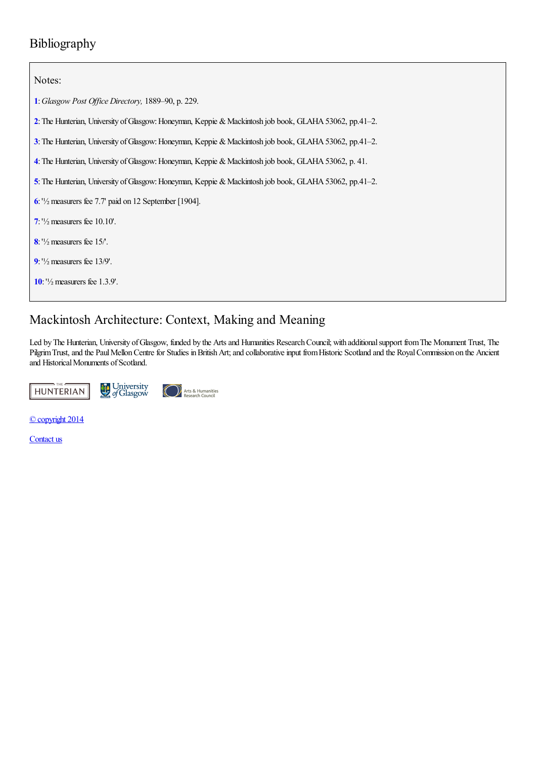## Bibliography

Notes:

1: *Glasgow Post Office Directory,* 1889–90, p. 229.

2: The Hunterian, University of Glasgow: Honeyman, Keppie & Mackintosh job book, GLAHA 53062, pp.41–2.

3: The Hunterian, University of Glasgow: Honeyman, Keppie & Mackintosh job book, GLAHA 53062, pp.41–2.

4: The Hunterian, University of Glasgow: Honeyman, Keppie & Mackintosh job book, GLAHA 53062, p. 41.

5: The Hunterian, University of Glasgow: Honeyman, Keppie & Mackintosh job book, GLAHA 53062, pp.41–2.

6: '½ measurers fee 7.7' paid on 12 September [1904].

7: '½ measurers fee 10.10'.

8: '½ measurers fee 15/'.

9: '½ measurers fee 13/9'.

10: '½ measurers fee 1.3.9'.

## Mackintosh Architecture: Context, Making and Meaning

Led by The Hunterian, University of Glasgow, funded by the Arts and Humanities Research Council; with additional support from The Monument Trust, The Pilgrim Trust, and the Paul Mellon Centre for Studies in British Art; and collaborative input from Historic Scotland and the Royal Commission on the Ancient and Historical Monuments of Scotland.

THE HUNTERIAN University of Glasgow Arts & Humanities Research Council

© copyright 2014

Contact us